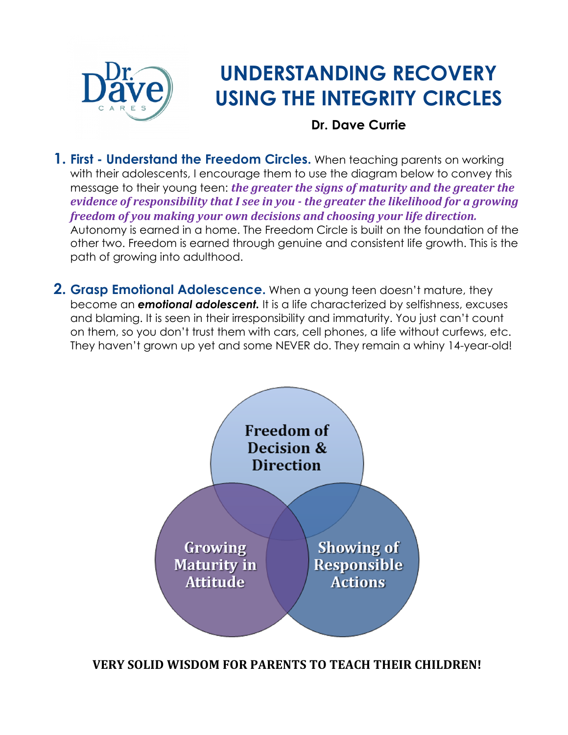# UNDERSTANDING RECOVERY USING THE INTEGRITY CIRCLES

**Dr. Dave Currie**

1. **First - Understand the Freedom Circles.** When teaching parents on working with their adolescents, I encourage them to use the diagram below to convey this message to their young teen: ***the greater the signs of maturity and the greater the evidence of responsibility that I see in you - the greater the likelihood for a growing freedom of you making your own decisions and choosing your life direction.*** Autonomy is earned in a home. The Freedom Circle is built on the foundation of the other two. Freedom is earned through genuine and consistent life growth. This is the path of growing into adulthood.

2. **Grasp Emotional Adolescence.** When a young teen doesn't mature, they become an ***emotional adolescent.*** It is a life characterized by selfishness, excuses and blaming. It is seen in their irresponsibility and immaturity. You just can't count on them, so you don't trust them with cars, cell phones, a life without curfews, etc. They haven't grown up yet and some NEVER do. They remain a whiny 14-year-old!

Freedom of Decision & Direction

Growing Maturity in Attitude

Showing of Responsible Actions

**VERY SOLID WISDOM FOR PARENTS TO TEACH THEIR CHILDREN!**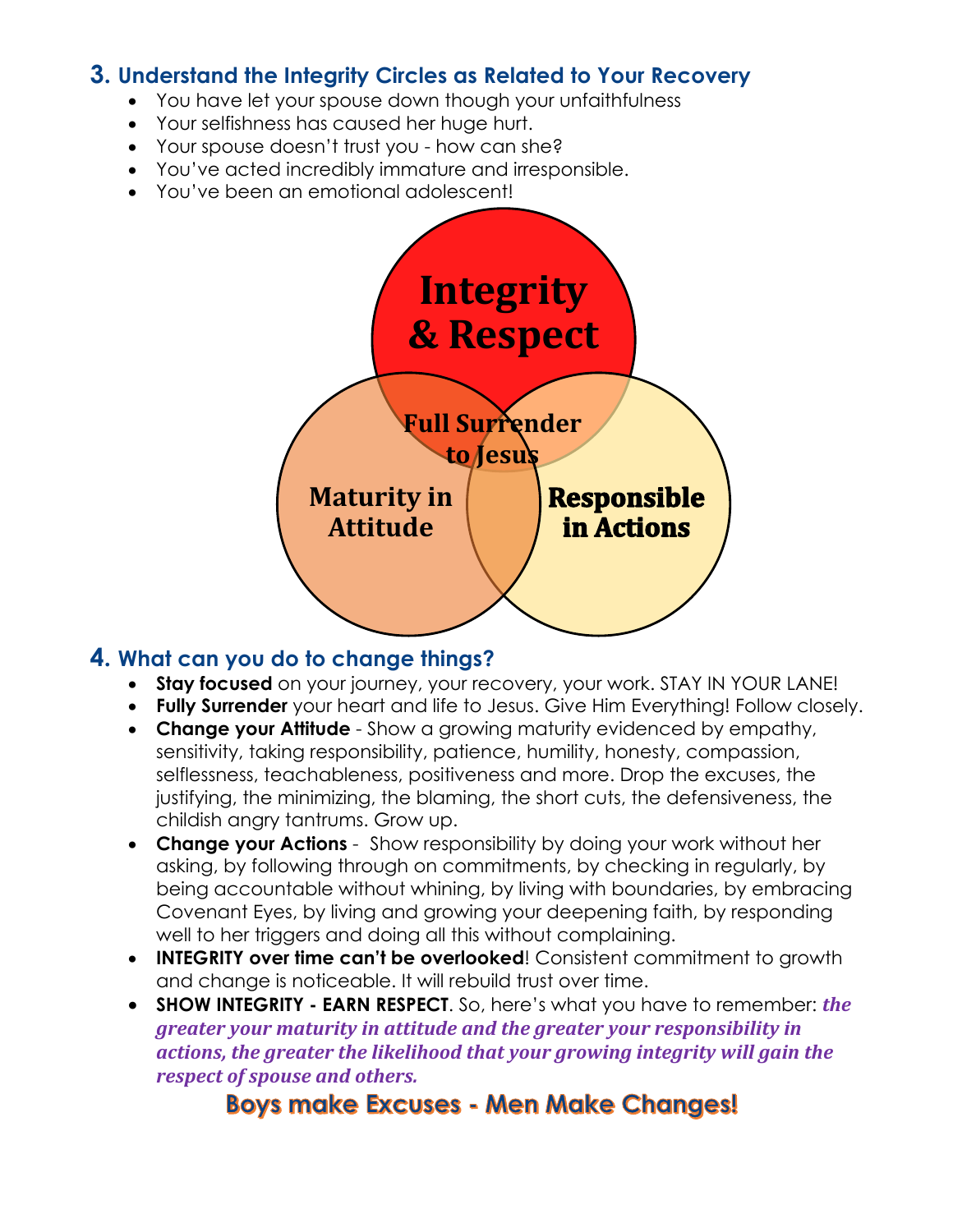## 3. Understand the Integrity Circles as Related to Your Recovery

- You have let your spouse down though your unfaithfulness
- Your selfishness has caused her huge hurt.
- Your spouse doesn't trust you - how can she?
- You've acted incredibly immature and irresponsible.
- You've been an emotional adolescent!

Integrity & Respect

Full Surrender to Jesus

Maturity in Attitude

Responsible in Actions

## 4. What can you do to change things?

- **Stay focused** on your journey, your recovery, your work. STAY IN YOUR LANE!
- **Fully Surrender** your heart and life to Jesus. Give Him Everything! Follow closely.
- **Change your Attitude** - Show a growing maturity evidenced by empathy, sensitivity, taking responsibility, patience, humility, honesty, compassion, selflessness, teachableness, positiveness and more. Drop the excuses, the justifying, the minimizing, the blaming, the short cuts, the defensiveness, the childish angry tantrums. Grow up.
- **Change your Actions** - Show responsibility by doing your work without her asking, by following through on commitments, by checking in regularly, by being accountable without whining, by living with boundaries, by embracing Covenant Eyes, by living and growing your deepening faith, by responding well to her triggers and doing all this without complaining.
- **INTEGRITY over time can't be overlooked**! Consistent commitment to growth and change is noticeable. It will rebuild trust over time.
- **SHOW INTEGRITY - EARN RESPECT**. So, here's what you have to remember: ***the greater your maturity in attitude and the greater your responsibility in actions, the greater the likelihood that your growing integrity will gain the respect of spouse and others.***

**Boys make Excuses - Men Make Changes!**